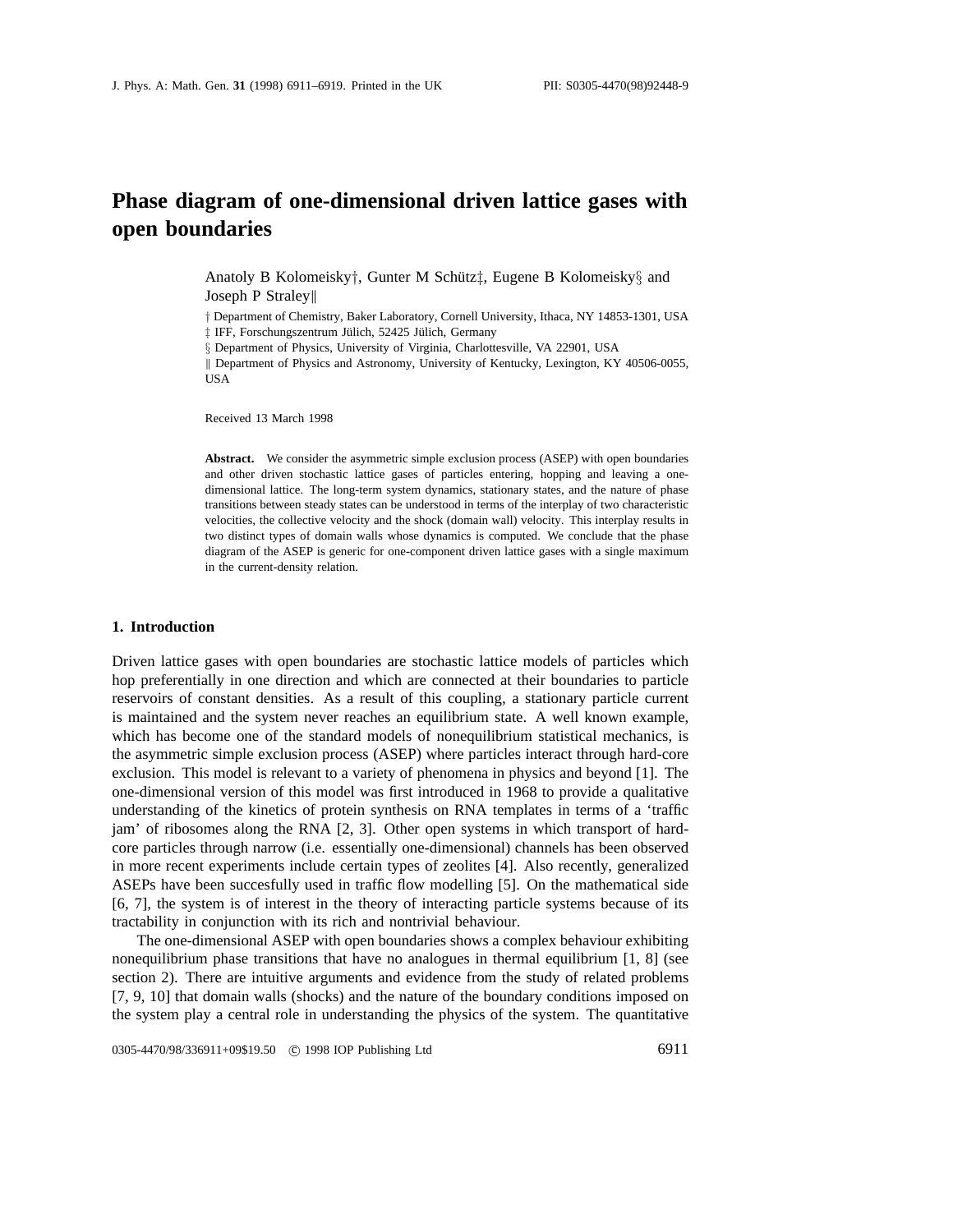# Phase diagram of one-dimensional driven lattice gases with open boundaries

Anatoly B Kolomeisky†, Gunter M Schütz‡, Eugene B Kolomeisky§ and Joseph P Straley‖

† Department of Chemistry, Baker Laboratory, Cornell University, Ithaca, NY 14853-1301, USA
‡ IFF, Forschungszentrum Jülich, 52425 Jülich, Germany
§ Department of Physics, University of Virginia, Charlottesville, VA 22901, USA
‖ Department of Physics and Astronomy, University of Kentucky, Lexington, KY 40506-0055, USA

Received 13 March 1998

**Abstract.** We consider the asymmetric simple exclusion process (ASEP) with open boundaries and other driven stochastic lattice gases of particles entering, hopping and leaving a one-dimensional lattice. The long-term system dynamics, stationary states, and the nature of phase transitions between steady states can be understood in terms of the interplay of two characteristic velocities, the collective velocity and the shock (domain wall) velocity. This interplay results in two distinct types of domain walls whose dynamics is computed. We conclude that the phase diagram of the ASEP is generic for one-component driven lattice gases with a single maximum in the current-density relation.

## 1. Introduction

Driven lattice gases with open boundaries are stochastic lattice models of particles which hop preferentially in one direction and which are connected at their boundaries to particle reservoirs of constant densities. As a result of this coupling, a stationary particle current is maintained and the system never reaches an equilibrium state. A well known example, which has become one of the standard models of nonequilibrium statistical mechanics, is the asymmetric simple exclusion process (ASEP) where particles interact through hard-core exclusion. This model is relevant to a variety of phenomena in physics and beyond [1]. The one-dimensional version of this model was first introduced in 1968 to provide a qualitative understanding of the kinetics of protein synthesis on RNA templates in terms of a 'traffic jam' of ribosomes along the RNA [2, 3]. Other open systems in which transport of hard-core particles through narrow (i.e. essentially one-dimensional) channels has been observed in more recent experiments include certain types of zeolites [4]. Also recently, generalized ASEPs have been succesfully used in traffic flow modelling [5]. On the mathematical side [6, 7], the system is of interest in the theory of interacting particle systems because of its tractability in conjunction with its rich and nontrivial behaviour.

The one-dimensional ASEP with open boundaries shows a complex behaviour exhibiting nonequilibrium phase transitions that have no analogues in thermal equilibrium [1, 8] (see section 2). There are intuitive arguments and evidence from the study of related problems [7, 9, 10] that domain walls (shocks) and the nature of the boundary conditions imposed on the system play a central role in understanding the physics of the system. The quantitative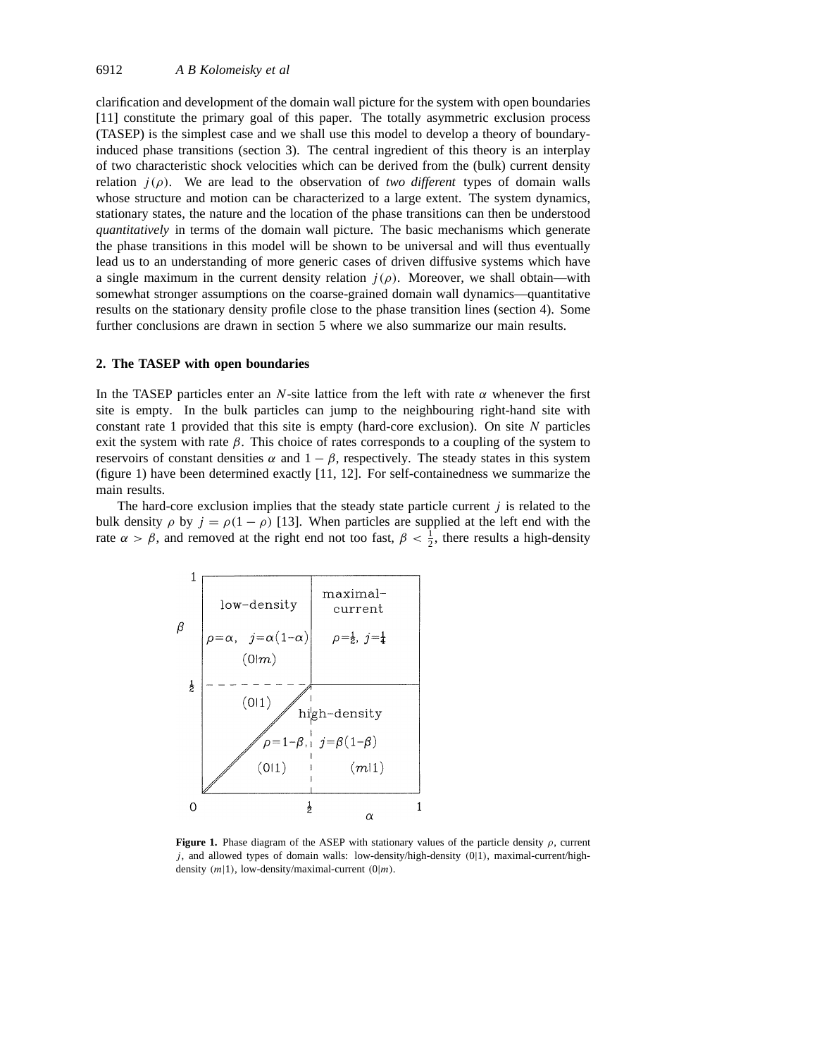clarification and development of the domain wall picture for the system with open boundaries [11] constitute the primary goal of this paper. The totally asymmetric exclusion process (TASEP) is the simplest case and we shall use this model to develop a theory of boundary-induced phase transitions (section 3). The central ingredient of this theory is an interplay of two characteristic shock velocities which can be derived from the (bulk) current density relation $j(\rho)$. We are lead to the observation of *two different* types of domain walls whose structure and motion can be characterized to a large extent. The system dynamics, stationary states, the nature and the location of the phase transitions can then be understood *quantitatively* in terms of the domain wall picture. The basic mechanisms which generate the phase transitions in this model will be shown to be universal and will thus eventually lead us to an understanding of more generic cases of driven diffusive systems which have a single maximum in the current density relation $j(\rho)$. Moreover, we shall obtain—with somewhat stronger assumptions on the coarse-grained domain wall dynamics—quantitative results on the stationary density profile close to the phase transition lines (section 4). Some further conclusions are drawn in section 5 where we also summarize our main results.

## 2. The TASEP with open boundaries

In the TASEP particles enter an $N$-site lattice from the left with rate $\alpha$ whenever the first site is empty. In the bulk particles can jump to the neighbouring right-hand site with constant rate 1 provided that this site is empty (hard-core exclusion). On site $N$ particles exit the system with rate $\beta$. This choice of rates corresponds to a coupling of the system to reservoirs of constant densities $\alpha$ and $1-\beta$, respectively. The steady states in this system (figure 1) have been determined exactly [11, 12]. For self-containedness we summarize the main results.

The hard-core exclusion implies that the steady state particle current $j$ is related to the bulk density $\rho$ by $j = \rho(1-\rho)$ [13]. When particles are supplied at the left end with the rate $\alpha > \beta$, and removed at the right end not too fast, $\beta < \frac{1}{2}$, there results a high-density

**Figure 1.** Phase diagram of the ASEP with stationary values of the particle density $\rho$, current $j$, and allowed types of domain walls: low-density/high-density $(0|1)$, maximal-current/high-density $(m|1)$, low-density/maximal-current $(0|m)$.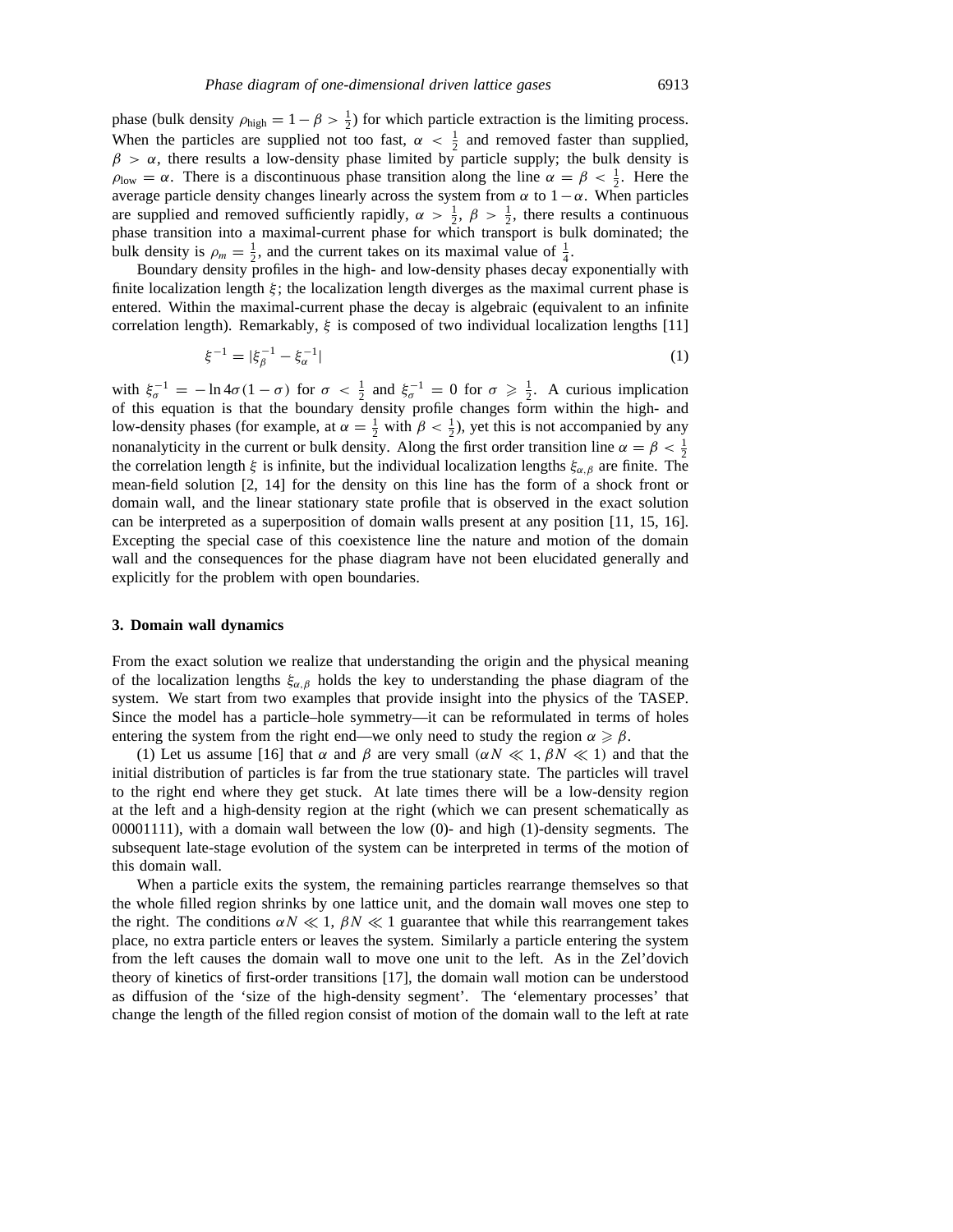phase (bulk density $\rho_{\text{high}} = 1 - \beta > \frac{1}{2}$) for which particle extraction is the limiting process. When the particles are supplied not too fast, $\alpha < \frac{1}{2}$ and removed faster than supplied, $\beta > \alpha$, there results a low-density phase limited by particle supply; the bulk density is $\rho_{\text{low}} = \alpha$. There is a discontinuous phase transition along the line $\alpha = \beta < \frac{1}{2}$. Here the average particle density changes linearly across the system from $\alpha$ to $1-\alpha$. When particles are supplied and removed sufficiently rapidly, $\alpha > \frac{1}{2}$, $\beta > \frac{1}{2}$, there results a continuous phase transition into a maximal-current phase for which transport is bulk dominated; the bulk density is $\rho_m = \frac{1}{2}$, and the current takes on its maximal value of $\frac{1}{4}$.

Boundary density profiles in the high- and low-density phases decay exponentially with finite localization length $\xi$; the localization length diverges as the maximal current phase is entered. Within the maximal-current phase the decay is algebraic (equivalent to an infinite correlation length). Remarkably, $\xi$ is composed of two individual localization lengths [11]

$$\xi^{-1} = |\xi_\beta^{-1} - \xi_\alpha^{-1}| \tag{1}$$

with $\xi_\sigma^{-1} = -\ln 4\sigma(1-\sigma)$ for $\sigma < \frac{1}{2}$ and $\xi_\sigma^{-1} = 0$ for $\sigma \geqslant \frac{1}{2}$. A curious implication of this equation is that the boundary density profile changes form within the high- and low-density phases (for example, at $\alpha = \frac{1}{2}$ with $\beta < \frac{1}{2}$), yet this is not accompanied by any nonanalyticity in the current or bulk density. Along the first order transition line $\alpha = \beta < \frac{1}{2}$ the correlation length $\xi$ is infinite, but the individual localization lengths $\xi_{\alpha,\beta}$ are finite. The mean-field solution [2, 14] for the density on this line has the form of a shock front or domain wall, and the linear stationary state profile that is observed in the exact solution can be interpreted as a superposition of domain walls present at any position [11, 15, 16]. Excepting the special case of this coexistence line the nature and motion of the domain wall and the consequences for the phase diagram have not been elucidated generally and explicitly for the problem with open boundaries.

### 3. Domain wall dynamics

From the exact solution we realize that understanding the origin and the physical meaning of the localization lengths $\xi_{\alpha,\beta}$ holds the key to understanding the phase diagram of the system. We start from two examples that provide insight into the physics of the TASEP. Since the model has a particle–hole symmetry—it can be reformulated in terms of holes entering the system from the right end—we only need to study the region $\alpha \geqslant \beta$.

(1) Let us assume [16] that $\alpha$ and $\beta$ are very small ($\alpha N \ll 1$, $\beta N \ll 1$) and that the initial distribution of particles is far from the true stationary state. The particles will travel to the right end where they get stuck. At late times there will be a low-density region at the left and a high-density region at the right (which we can present schematically as 00001111), with a domain wall between the low (0)- and high (1)-density segments. The subsequent late-stage evolution of the system can be interpreted in terms of the motion of this domain wall.

When a particle exits the system, the remaining particles rearrange themselves so that the whole filled region shrinks by one lattice unit, and the domain wall moves one step to the right. The conditions $\alpha N \ll 1$, $\beta N \ll 1$ guarantee that while this rearrangement takes place, no extra particle enters or leaves the system. Similarly a particle entering the system from the left causes the domain wall to move one unit to the left. As in the Zel'dovich theory of kinetics of first-order transitions [17], the domain wall motion can be understood as diffusion of the 'size of the high-density segment'. The 'elementary processes' that change the length of the filled region consist of motion of the domain wall to the left at rate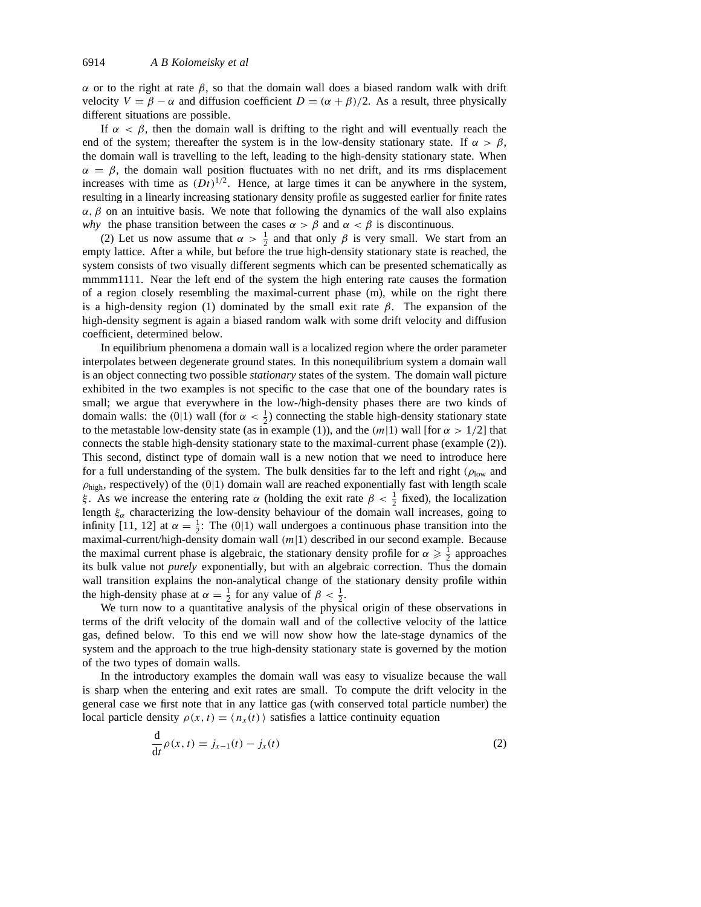$\alpha$ or to the right at rate $\beta$, so that the domain wall does a biased random walk with drift velocity $V = \beta - \alpha$ and diffusion coefficient $D = (\alpha + \beta)/2$. As a result, three physically different situations are possible.

If $\alpha < \beta$, then the domain wall is drifting to the right and will eventually reach the end of the system; thereafter the system is in the low-density stationary state. If $\alpha > \beta$, the domain wall is travelling to the left, leading to the high-density stationary state. When $\alpha = \beta$, the domain wall position fluctuates with no net drift, and its rms displacement increases with time as $(Dt)^{1/2}$. Hence, at large times it can be anywhere in the system, resulting in a linearly increasing stationary density profile as suggested earlier for finite rates $\alpha, \beta$ on an intuitive basis. We note that following the dynamics of the wall also explains *why* the phase transition between the cases $\alpha > \beta$ and $\alpha < \beta$ is discontinuous.

(2) Let us now assume that $\alpha > \frac{1}{2}$ and that only $\beta$ is very small. We start from an empty lattice. After a while, but before the true high-density stationary state is reached, the system consists of two visually different segments which can be presented schematically as mmmm1111. Near the left end of the system the high entering rate causes the formation of a region closely resembling the maximal-current phase (m), while on the right there is a high-density region (1) dominated by the small exit rate $\beta$. The expansion of the high-density segment is again a biased random walk with some drift velocity and diffusion coefficient, determined below.

In equilibrium phenomena a domain wall is a localized region where the order parameter interpolates between degenerate ground states. In this nonequilibrium system a domain wall is an object connecting two possible *stationary* states of the system. The domain wall picture exhibited in the two examples is not specific to the case that one of the boundary rates is small; we argue that everywhere in the low-/high-density phases there are two kinds of domain walls: the $(0|1)$ wall (for $\alpha < \frac{1}{2}$) connecting the stable high-density stationary state to the metastable low-density state (as in example (1)), and the $(m|1)$ wall [for $\alpha > 1/2$] that connects the stable high-density stationary state to the maximal-current phase (example (2)). This second, distinct type of domain wall is a new notion that we need to introduce here for a full understanding of the system. The bulk densities far to the left and right ($\rho_{\text{low}}$ and $\rho_{\text{high}}$, respectively) of the $(0|1)$ domain wall are reached exponentially fast with length scale $\xi$. As we increase the entering rate $\alpha$ (holding the exit rate $\beta < \frac{1}{2}$ fixed), the localization length $\xi_\alpha$ characterizing the low-density behaviour of the domain wall increases, going to infinity [11, 12] at $\alpha = \frac{1}{2}$: The $(0|1)$ wall undergoes a continuous phase transition into the maximal-current/high-density domain wall $(m|1)$ described in our second example. Because the maximal current phase is algebraic, the stationary density profile for $\alpha \geqslant \frac{1}{2}$ approaches its bulk value not *purely* exponentially, but with an algebraic correction. Thus the domain wall transition explains the non-analytical change of the stationary density profile within the high-density phase at $\alpha = \frac{1}{2}$ for any value of $\beta < \frac{1}{2}$.

We turn now to a quantitative analysis of the physical origin of these observations in terms of the drift velocity of the domain wall and of the collective velocity of the lattice gas, defined below. To this end we will now show how the late-stage dynamics of the system and the approach to the true high-density stationary state is governed by the motion of the two types of domain walls.

In the introductory examples the domain wall was easy to visualize because the wall is sharp when the entering and exit rates are small. To compute the drift velocity in the general case we first note that in any lattice gas (with conserved total particle number) the local particle density $\rho(x, t) = \langle n_x(t) \rangle$ satisfies a lattice continuity equation

$$\frac{\mathrm{d}}{\mathrm{d}t}\rho(x, t) = j_{x-1}(t) - j_x(t) \tag{2}$$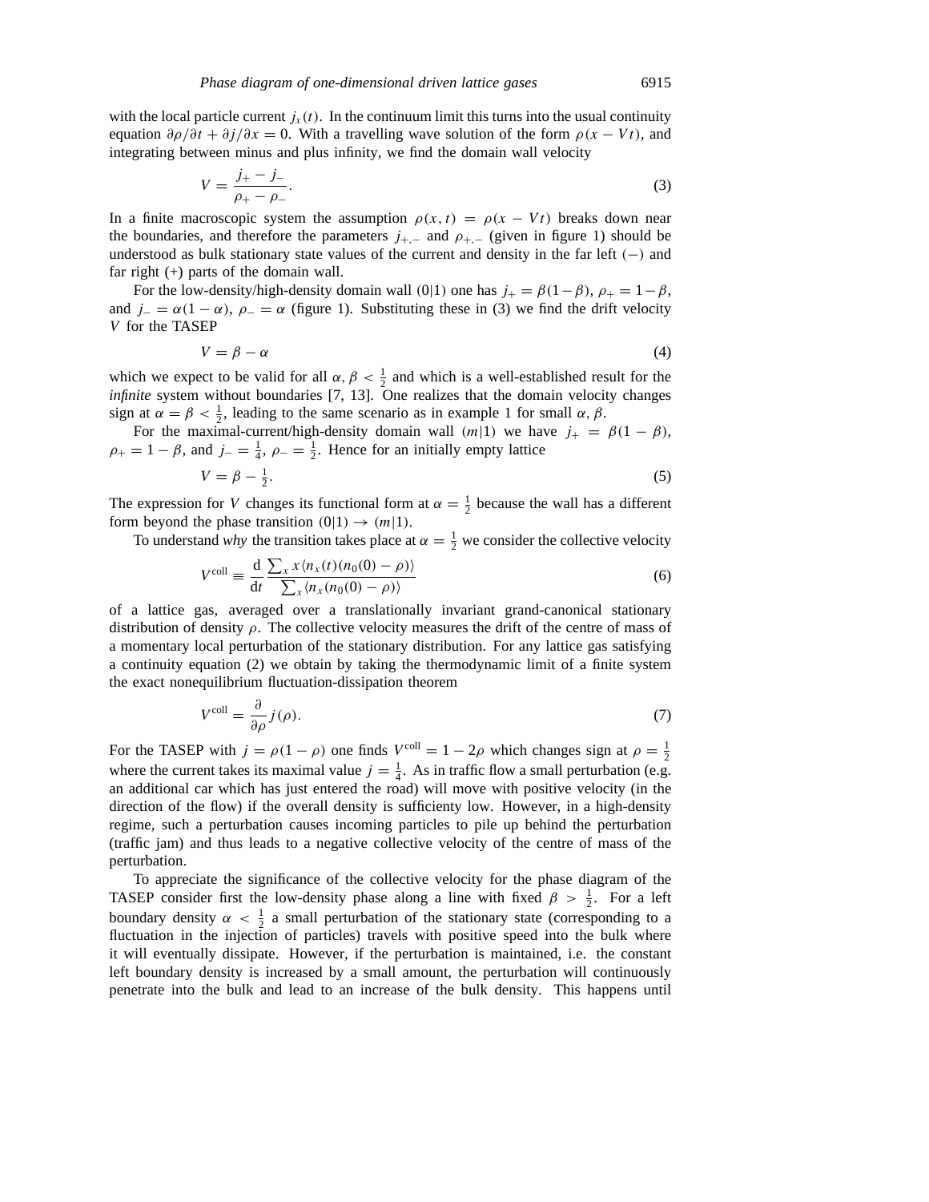with the local particle current $j_x(t)$. In the continuum limit this turns into the usual continuity equation $\partial\rho/\partial t + \partial j/\partial x = 0$. With a travelling wave solution of the form $\rho(x - Vt)$, and integrating between minus and plus infinity, we find the domain wall velocity

$$V = \frac{j_+ - j_-}{\rho_+ - \rho_-}. \tag{3}$$

In a finite macroscopic system the assumption $\rho(x,t) = \rho(x - Vt)$ breaks down near the boundaries, and therefore the parameters $j_{+,-}$ and $\rho_{+,-}$ (given in figure 1) should be understood as bulk stationary state values of the current and density in the far left $(-)$ and far right $(+)$ parts of the domain wall.

For the low-density/high-density domain wall $(0|1)$ one has $j_+ = \beta(1-\beta)$, $\rho_+ = 1-\beta$, and $j_- = \alpha(1-\alpha)$, $\rho_- = \alpha$ (figure 1). Substituting these in (3) we find the drift velocity $V$ for the TASEP

$$V = \beta - \alpha \tag{4}$$

which we expect to be valid for all $\alpha, \beta < \frac{1}{2}$ and which is a well-established result for the *infinite* system without boundaries [7, 13]. One realizes that the domain velocity changes sign at $\alpha = \beta < \frac{1}{2}$, leading to the same scenario as in example 1 for small $\alpha, \beta$.

For the maximal-current/high-density domain wall $(m|1)$ we have $j_+ = \beta(1-\beta)$, $\rho_+ = 1-\beta$, and $j_- = \frac{1}{4}$, $\rho_- = \frac{1}{2}$. Hence for an initially empty lattice

$$V = \beta - \tfrac{1}{2}. \tag{5}$$

The expression for $V$ changes its functional form at $\alpha = \frac{1}{2}$ because the wall has a different form beyond the phase transition $(0|1) \to (m|1)$.

To understand *why* the transition takes place at $\alpha = \frac{1}{2}$ we consider the collective velocity

$$V^{\text{coll}} \equiv \frac{\mathrm{d}}{\mathrm{d}t} \frac{\sum_x x \langle n_x(t)(n_0(0) - \rho)\rangle}{\sum_x \langle n_x(n_0(0) - \rho)\rangle} \tag{6}$$

of a lattice gas, averaged over a translationally invariant grand-canonical stationary distribution of density $\rho$. The collective velocity measures the drift of the centre of mass of a momentary local perturbation of the stationary distribution. For any lattice gas satisfying a continuity equation (2) we obtain by taking the thermodynamic limit of a finite system the exact nonequilibrium fluctuation-dissipation theorem

$$V^{\text{coll}} = \frac{\partial}{\partial\rho} j(\rho). \tag{7}$$

For the TASEP with $j = \rho(1-\rho)$ one finds $V^{\text{coll}} = 1 - 2\rho$ which changes sign at $\rho = \frac{1}{2}$ where the current takes its maximal value $j = \frac{1}{4}$. As in traffic flow a small perturbation (e.g. an additional car which has just entered the road) will move with positive velocity (in the direction of the flow) if the overall density is sufficienty low. However, in a high-density regime, such a perturbation causes incoming particles to pile up behind the perturbation (traffic jam) and thus leads to a negative collective velocity of the centre of mass of the perturbation.

To appreciate the significance of the collective velocity for the phase diagram of the TASEP consider first the low-density phase along a line with fixed $\beta > \frac{1}{2}$. For a left boundary density $\alpha < \frac{1}{2}$ a small perturbation of the stationary state (corresponding to a fluctuation in the injection of particles) travels with positive speed into the bulk where it will eventually dissipate. However, if the perturbation is maintained, i.e. the constant left boundary density is increased by a small amount, the perturbation will continuously penetrate into the bulk and lead to an increase of the bulk density. This happens until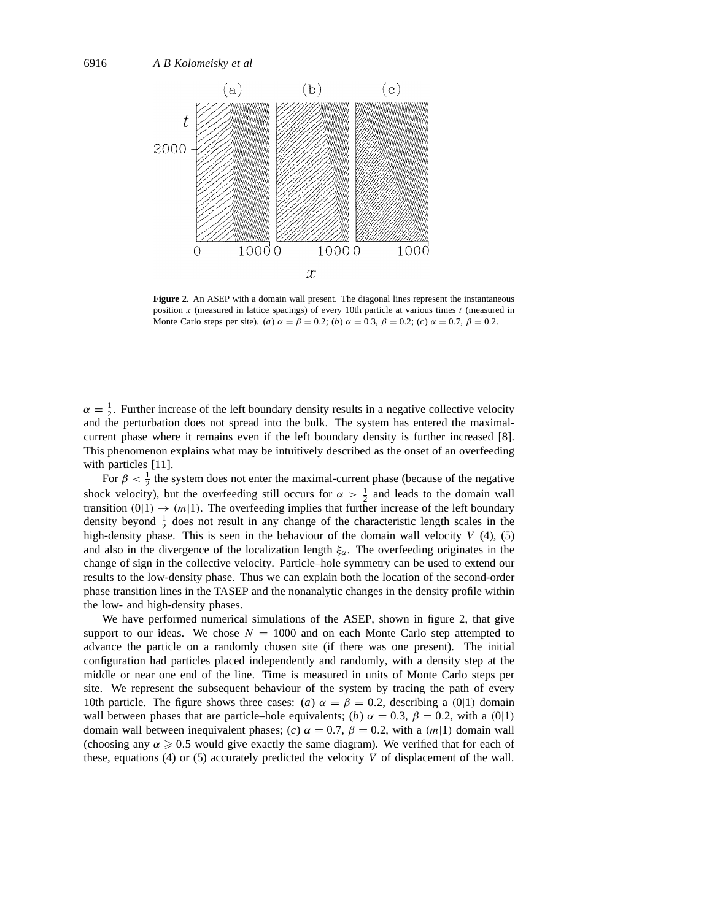**Figure 2.** An ASEP with a domain wall present. The diagonal lines represent the instantaneous position $x$ (measured in lattice spacings) of every 10th particle at various times $t$ (measured in Monte Carlo steps per site). ($a$) $\alpha = \beta = 0.2$; ($b$) $\alpha = 0.3$, $\beta = 0.2$; ($c$) $\alpha = 0.7$, $\beta = 0.2$.

$\alpha = \frac{1}{2}$. Further increase of the left boundary density results in a negative collective velocity and the perturbation does not spread into the bulk. The system has entered the maximal-current phase where it remains even if the left boundary density is further increased [8]. This phenomenon explains what may be intuitively described as the onset of an overfeeding with particles [11].

For $\beta < \frac{1}{2}$ the system does not enter the maximal-current phase (because of the negative shock velocity), but the overfeeding still occurs for $\alpha > \frac{1}{2}$ and leads to the domain wall transition $(0|1) \rightarrow (m|1)$. The overfeeding implies that further increase of the left boundary density beyond $\frac{1}{2}$ does not result in any change of the characteristic length scales in the high-density phase. This is seen in the behaviour of the domain wall velocity $V$ (4), (5) and also in the divergence of the localization length $\xi_\alpha$. The overfeeding originates in the change of sign in the collective velocity. Particle–hole symmetry can be used to extend our results to the low-density phase. Thus we can explain both the location of the second-order phase transition lines in the TASEP and the nonanalytic changes in the density profile within the low- and high-density phases.

We have performed numerical simulations of the ASEP, shown in figure 2, that give support to our ideas. We chose $N = 1000$ and on each Monte Carlo step attempted to advance the particle on a randomly chosen site (if there was one present). The initial configuration had particles placed independently and randomly, with a density step at the middle or near one end of the line. Time is measured in units of Monte Carlo steps per site. We represent the subsequent behaviour of the system by tracing the path of every 10th particle. The figure shows three cases: ($a$) $\alpha = \beta = 0.2$, describing a $(0|1)$ domain wall between phases that are particle–hole equivalents; ($b$) $\alpha = 0.3$, $\beta = 0.2$, with a $(0|1)$ domain wall between inequivalent phases; ($c$) $\alpha = 0.7$, $\beta = 0.2$, with a $(m|1)$ domain wall (choosing any $\alpha \geqslant 0.5$ would give exactly the same diagram). We verified that for each of these, equations (4) or (5) accurately predicted the velocity $V$ of displacement of the wall.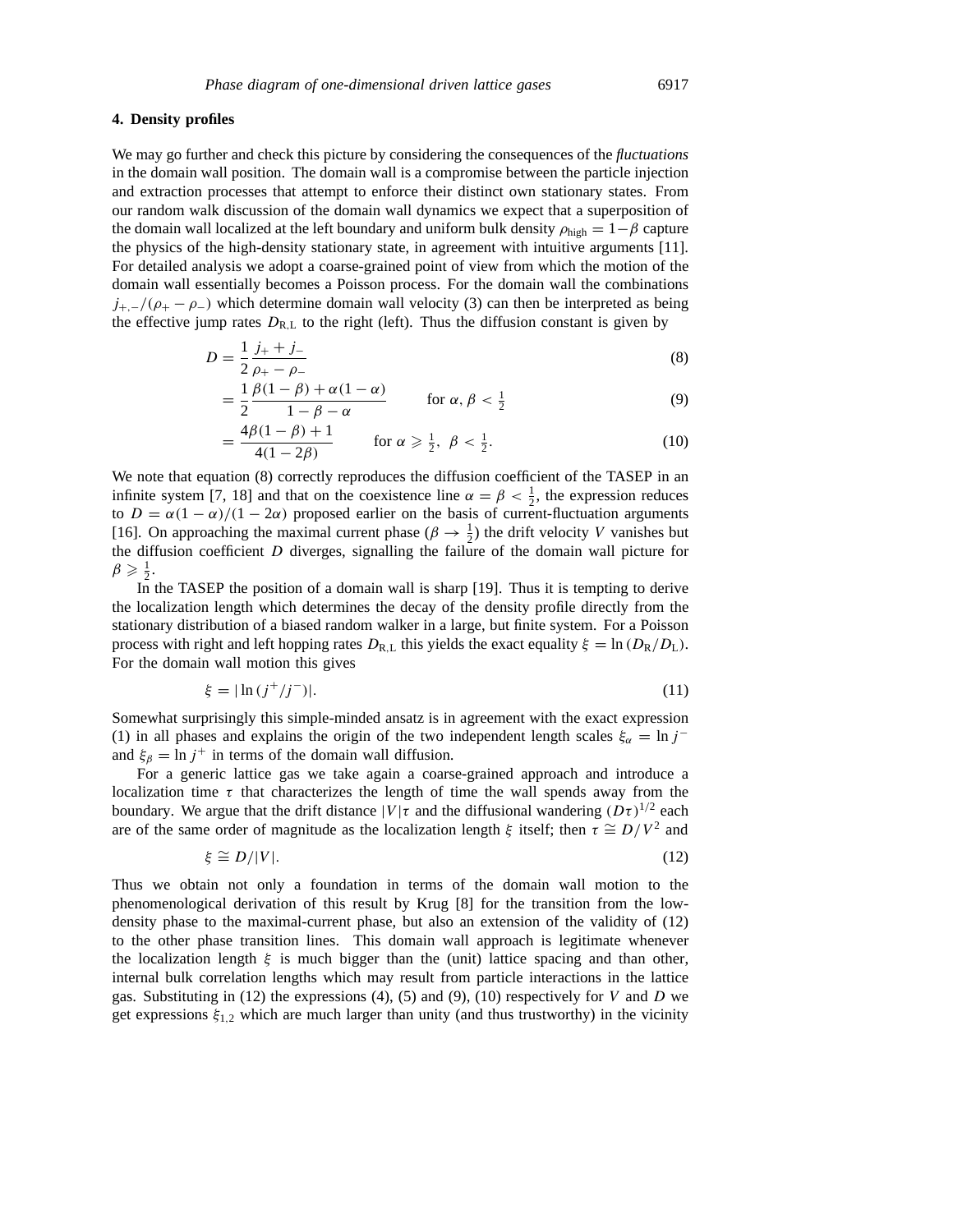## 4. Density profiles

We may go further and check this picture by considering the consequences of the *fluctuations* in the domain wall position. The domain wall is a compromise between the particle injection and extraction processes that attempt to enforce their distinct own stationary states. From our random walk discussion of the domain wall dynamics we expect that a superposition of the domain wall localized at the left boundary and uniform bulk density $\rho_{\text{high}} = 1-\beta$ capture the physics of the high-density stationary state, in agreement with intuitive arguments [11]. For detailed analysis we adopt a coarse-grained point of view from which the motion of the domain wall essentially becomes a Poisson process. For the domain wall the combinations $j_{+,-}/(\rho_+ - \rho_-)$ which determine domain wall velocity (3) can then be interpreted as being the effective jump rates $D_{\text{R,L}}$ to the right (left). Thus the diffusion constant is given by

$$D = \frac{1}{2}\frac{j_+ + j_-}{\rho_+ - \rho_-} \tag{8}$$

$$= \frac{1}{2}\frac{\beta(1-\beta) + \alpha(1-\alpha)}{1-\beta-\alpha} \qquad \text{for } \alpha, \beta < \tfrac{1}{2} \tag{9}$$

$$= \frac{4\beta(1-\beta)+1}{4(1-2\beta)} \qquad \text{for } \alpha \geqslant \tfrac{1}{2},\ \beta < \tfrac{1}{2}. \tag{10}$$

We note that equation (8) correctly reproduces the diffusion coefficient of the TASEP in an infinite system [7, 18] and that on the coexistence line $\alpha = \beta < \frac{1}{2}$, the expression reduces to $D = \alpha(1-\alpha)/(1-2\alpha)$ proposed earlier on the basis of current-fluctuation arguments [16]. On approaching the maximal current phase ($\beta \to \frac{1}{2}$) the drift velocity $V$ vanishes but the diffusion coefficient $D$ diverges, signalling the failure of the domain wall picture for $\beta \geqslant \frac{1}{2}$.

In the TASEP the position of a domain wall is sharp [19]. Thus it is tempting to derive the localization length which determines the decay of the density profile directly from the stationary distribution of a biased random walker in a large, but finite system. For a Poisson process with right and left hopping rates $D_{\text{R,L}}$ this yields the exact equality $\xi = \ln(D_{\text{R}}/D_{\text{L}})$. For the domain wall motion this gives

$$\xi = |\ln(j^+/j^-)|. \tag{11}$$

Somewhat surprisingly this simple-minded ansatz is in agreement with the exact expression (1) in all phases and explains the origin of the two independent length scales $\xi_\alpha = \ln j^-$ and $\xi_\beta = \ln j^+$ in terms of the domain wall diffusion.

For a generic lattice gas we take again a coarse-grained approach and introduce a localization time $\tau$ that characterizes the length of time the wall spends away from the boundary. We argue that the drift distance $|V|\tau$ and the diffusional wandering $(D\tau)^{1/2}$ each are of the same order of magnitude as the localization length $\xi$ itself; then $\tau \cong D/V^2$ and

$$\xi \cong D/|V|. \tag{12}$$

Thus we obtain not only a foundation in terms of the domain wall motion to the phenomenological derivation of this result by Krug [8] for the transition from the low-density phase to the maximal-current phase, but also an extension of the validity of (12) to the other phase transition lines. This domain wall approach is legitimate whenever the localization length $\xi$ is much bigger than the (unit) lattice spacing and than other, internal bulk correlation lengths which may result from particle interactions in the lattice gas. Substituting in (12) the expressions (4), (5) and (9), (10) respectively for $V$ and $D$ we get expressions $\xi_{1,2}$ which are much larger than unity (and thus trustworthy) in the vicinity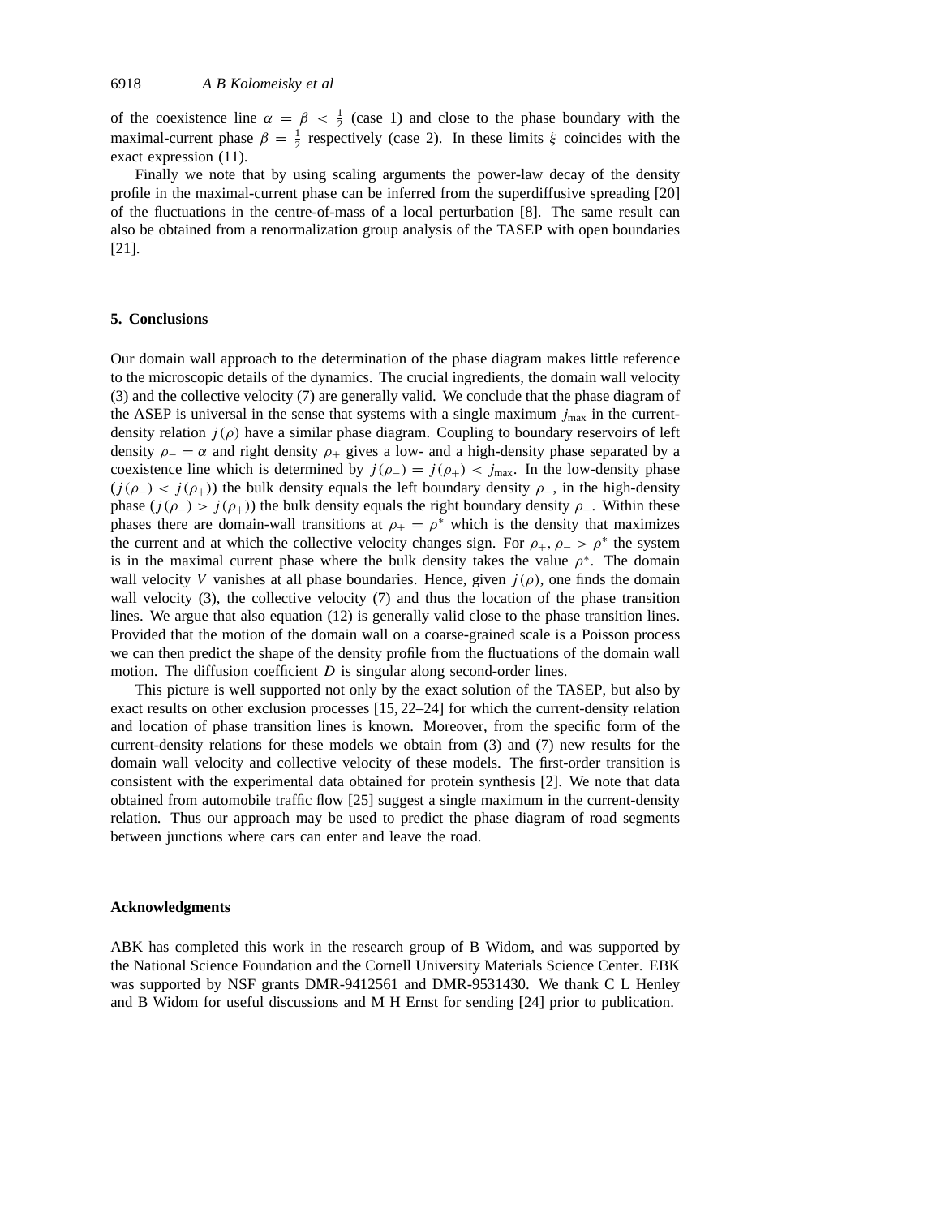of the coexistence line $\alpha = \beta < \frac{1}{2}$ (case 1) and close to the phase boundary with the maximal-current phase $\beta = \frac{1}{2}$ respectively (case 2). In these limits $\xi$ coincides with the exact expression (11).

Finally we note that by using scaling arguments the power-law decay of the density profile in the maximal-current phase can be inferred from the superdiffusive spreading [20] of the fluctuations in the centre-of-mass of a local perturbation [8]. The same result can also be obtained from a renormalization group analysis of the TASEP with open boundaries [21].

## 5. Conclusions

Our domain wall approach to the determination of the phase diagram makes little reference to the microscopic details of the dynamics. The crucial ingredients, the domain wall velocity (3) and the collective velocity (7) are generally valid. We conclude that the phase diagram of the ASEP is universal in the sense that systems with a single maximum $j_{\text{max}}$ in the current-density relation $j(\rho)$ have a similar phase diagram. Coupling to boundary reservoirs of left density $\rho_- = \alpha$ and right density $\rho_+$ gives a low- and a high-density phase separated by a coexistence line which is determined by $j(\rho_-) = j(\rho_+) < j_{\text{max}}$. In the low-density phase ($j(\rho_-) < j(\rho_+)$) the bulk density equals the left boundary density $\rho_-$, in the high-density phase ($j(\rho_-) > j(\rho_+)$) the bulk density equals the right boundary density $\rho_+$. Within these phases there are domain-wall transitions at $\rho_\pm = \rho^*$ which is the density that maximizes the current and at which the collective velocity changes sign. For $\rho_+, \rho_- > \rho^*$ the system is in the maximal current phase where the bulk density takes the value $\rho^*$. The domain wall velocity $V$ vanishes at all phase boundaries. Hence, given $j(\rho)$, one finds the domain wall velocity (3), the collective velocity (7) and thus the location of the phase transition lines. We argue that also equation (12) is generally valid close to the phase transition lines. Provided that the motion of the domain wall on a coarse-grained scale is a Poisson process we can then predict the shape of the density profile from the fluctuations of the domain wall motion. The diffusion coefficient $D$ is singular along second-order lines.

This picture is well supported not only by the exact solution of the TASEP, but also by exact results on other exclusion processes [15, 22–24] for which the current-density relation and location of phase transition lines is known. Moreover, from the specific form of the current-density relations for these models we obtain from (3) and (7) new results for the domain wall velocity and collective velocity of these models. The first-order transition is consistent with the experimental data obtained for protein synthesis [2]. We note that data obtained from automobile traffic flow [25] suggest a single maximum in the current-density relation. Thus our approach may be used to predict the phase diagram of road segments between junctions where cars can enter and leave the road.

## Acknowledgments

ABK has completed this work in the research group of B Widom, and was supported by the National Science Foundation and the Cornell University Materials Science Center. EBK was supported by NSF grants DMR-9412561 and DMR-9531430. We thank C L Henley and B Widom for useful discussions and M H Ernst for sending [24] prior to publication.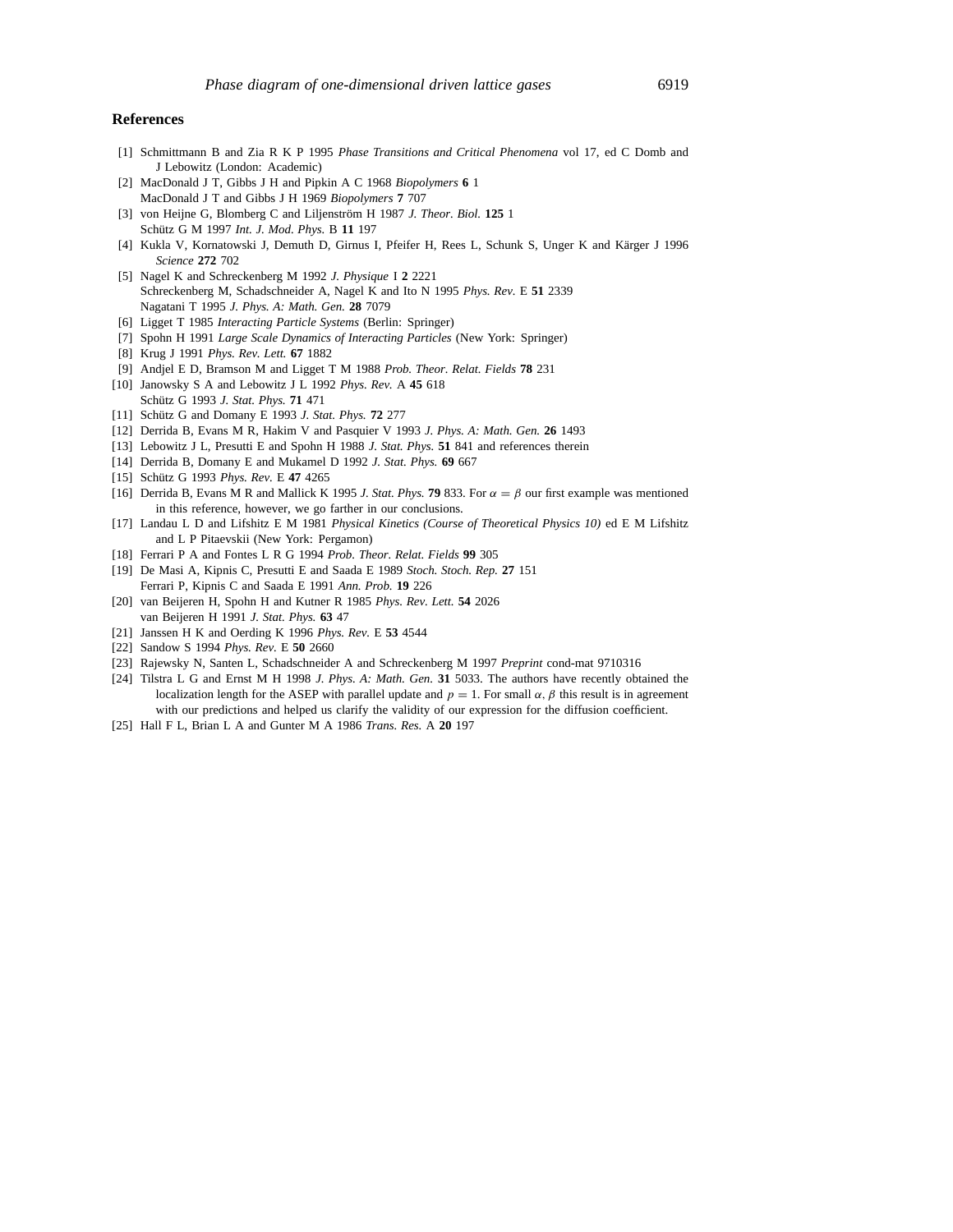## References

[1] Schmittmann B and Zia R K P 1995 *Phase Transitions and Critical Phenomena* vol 17, ed C Domb and J Lebowitz (London: Academic)

[2] MacDonald J T, Gibbs J H and Pipkin A C 1968 *Biopolymers* **6** 1
MacDonald J T and Gibbs J H 1969 *Biopolymers* **7** 707

[3] von Heijne G, Blomberg C and Liljenström H 1987 *J. Theor. Biol.* **125** 1
Schütz G M 1997 *Int. J. Mod. Phys.* B **11** 197

[4] Kukla V, Kornatowski J, Demuth D, Girnus I, Pfeifer H, Rees L, Schunk S, Unger K and Kärger J 1996 *Science* **272** 702

[5] Nagel K and Schreckenberg M 1992 *J. Physique* I **2** 2221
Schreckenberg M, Schadschneider A, Nagel K and Ito N 1995 *Phys. Rev.* E **51** 2339
Nagatani T 1995 *J. Phys. A: Math. Gen.* **28** 7079

[6] Ligget T 1985 *Interacting Particle Systems* (Berlin: Springer)

[7] Spohn H 1991 *Large Scale Dynamics of Interacting Particles* (New York: Springer)

[8] Krug J 1991 *Phys. Rev. Lett.* **67** 1882

[9] Andjel E D, Bramson M and Ligget T M 1988 *Prob. Theor. Relat. Fields* **78** 231

[10] Janowsky S A and Lebowitz J L 1992 *Phys. Rev.* A **45** 618
Schütz G 1993 *J. Stat. Phys.* **71** 471

[11] Schütz G and Domany E 1993 *J. Stat. Phys.* **72** 277

[12] Derrida B, Evans M R, Hakim V and Pasquier V 1993 *J. Phys. A: Math. Gen.* **26** 1493

[13] Lebowitz J L, Presutti E and Spohn H 1988 *J. Stat. Phys.* **51** 841 and references therein

[14] Derrida B, Domany E and Mukamel D 1992 *J. Stat. Phys.* **69** 667

[15] Schütz G 1993 *Phys. Rev.* E **47** 4265

[16] Derrida B, Evans M R and Mallick K 1995 *J. Stat. Phys.* **79** 833. For $\alpha = \beta$ our first example was mentioned in this reference, however, we go farther in our conclusions.

[17] Landau L D and Lifshitz E M 1981 *Physical Kinetics (Course of Theoretical Physics 10)* ed E M Lifshitz and L P Pitaevskii (New York: Pergamon)

[18] Ferrari P A and Fontes L R G 1994 *Prob. Theor. Relat. Fields* **99** 305

[19] De Masi A, Kipnis C, Presutti E and Saada E 1989 *Stoch. Stoch. Rep.* **27** 151
Ferrari P, Kipnis C and Saada E 1991 *Ann. Prob.* **19** 226

[20] van Beijeren H, Spohn H and Kutner R 1985 *Phys. Rev. Lett.* **54** 2026
van Beijeren H 1991 *J. Stat. Phys.* **63** 47

[21] Janssen H K and Oerding K 1996 *Phys. Rev.* E **53** 4544

[22] Sandow S 1994 *Phys. Rev.* E **50** 2660

[23] Rajewsky N, Santen L, Schadschneider A and Schreckenberg M 1997 *Preprint* cond-mat 9710316

[24] Tilstra L G and Ernst M H 1998 *J. Phys. A: Math. Gen.* **31** 5033. The authors have recently obtained the localization length for the ASEP with parallel update and $p = 1$. For small $\alpha, \beta$ this result is in agreement with our predictions and helped us clarify the validity of our expression for the diffusion coefficient.

[25] Hall F L, Brian L A and Gunter M A 1986 *Trans. Res.* A **20** 197